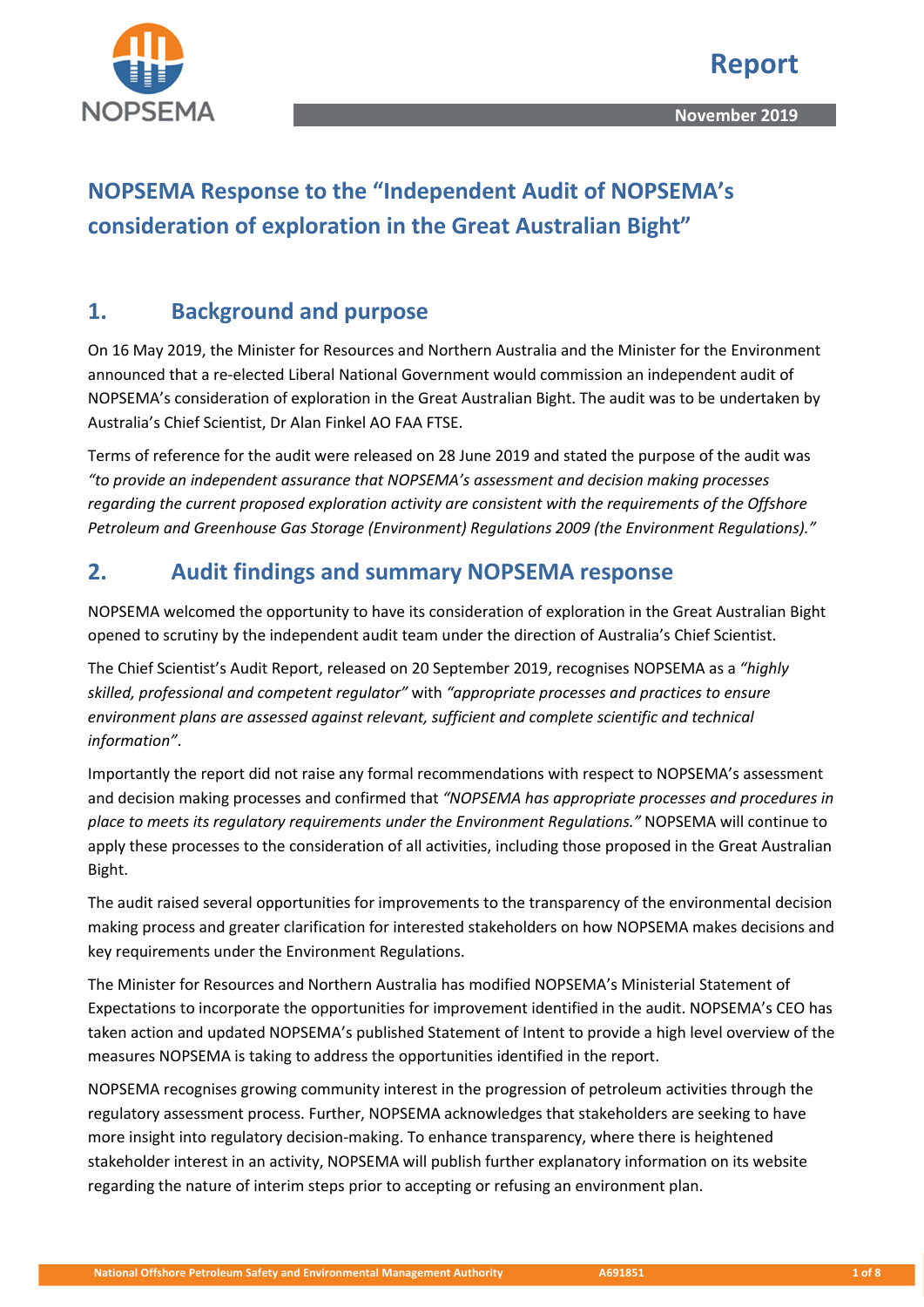Report

November 2019

# NOPSEMA Response to the "Independent Audit of NOPSEMA's consideration of exploration in the Great Australian Bight"

## 1. Background and purpose

On 16 May 2019, the Minister for Resources and Northern Australia and the Minister for the Environment announced that a re-elected Liberal National Government would commission an independent audit of NOPSEMA's consideration of exploration in the Great Australian Bight. The audit was to be undertaken by Australia's Chief Scientist, Dr Alan Finkel AO FAA FTSE.

Terms of reference for the audit were released on 28 June 2019 and stated the purpose of the audit was *"to provide an independent assurance that NOPSEMA's assessment and decision making processes regarding the current proposed exploration activity are consistent with the requirements of the Offshore Petroleum and Greenhouse Gas Storage (Environment) Regulations 2009 (the Environment Regulations)."*

## 2. Audit findings and summary NOPSEMA response

NOPSEMA welcomed the opportunity to have its consideration of exploration in the Great Australian Bight opened to scrutiny by the independent audit team under the direction of Australia's Chief Scientist.

The Chief Scientist's Audit Report, released on 20 September 2019, recognises NOPSEMA as a *"highly skilled, professional and competent regulator"* with *"appropriate processes and practices to ensure environment plans are assessed against relevant, sufficient and complete scientific and technical information"*.

Importantly the report did not raise any formal recommendations with respect to NOPSEMA's assessment and decision making processes and confirmed that *"NOPSEMA has appropriate processes and procedures in place to meets its regulatory requirements under the Environment Regulations."* NOPSEMA will continue to apply these processes to the consideration of all activities, including those proposed in the Great Australian Bight.

The audit raised several opportunities for improvements to the transparency of the environmental decision making process and greater clarification for interested stakeholders on how NOPSEMA makes decisions and key requirements under the Environment Regulations.

The Minister for Resources and Northern Australia has modified NOPSEMA's Ministerial Statement of Expectations to incorporate the opportunities for improvement identified in the audit. NOPSEMA's CEO has taken action and updated NOPSEMA's published Statement of Intent to provide a high level overview of the measures NOPSEMA is taking to address the opportunities identified in the report.

NOPSEMA recognises growing community interest in the progression of petroleum activities through the regulatory assessment process. Further, NOPSEMA acknowledges that stakeholders are seeking to have more insight into regulatory decision-making. To enhance transparency, where there is heightened stakeholder interest in an activity, NOPSEMA will publish further explanatory information on its website regarding the nature of interim steps prior to accepting or refusing an environment plan.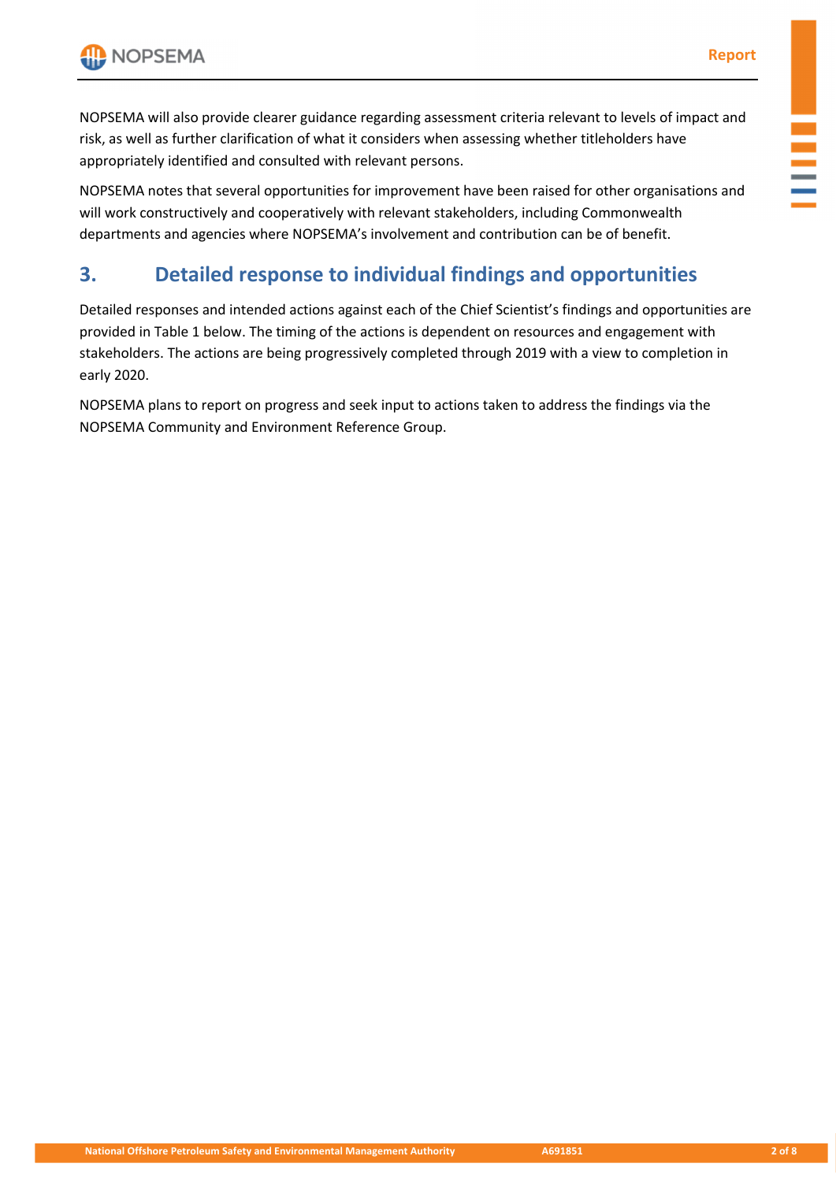NOPSEMA will also provide clearer guidance regarding assessment criteria relevant to levels of impact and risk, as well as further clarification of what it considers when assessing whether titleholders have appropriately identified and consulted with relevant persons.

NOPSEMA notes that several opportunities for improvement have been raised for other organisations and will work constructively and cooperatively with relevant stakeholders, including Commonwealth departments and agencies where NOPSEMA's involvement and contribution can be of benefit.

## 3. Detailed response to individual findings and opportunities

Detailed responses and intended actions against each of the Chief Scientist's findings and opportunities are provided in Table 1 below. The timing of the actions is dependent on resources and engagement with stakeholders. The actions are being progressively completed through 2019 with a view to completion in early 2020.

NOPSEMA plans to report on progress and seek input to actions taken to address the findings via the NOPSEMA Community and Environment Reference Group.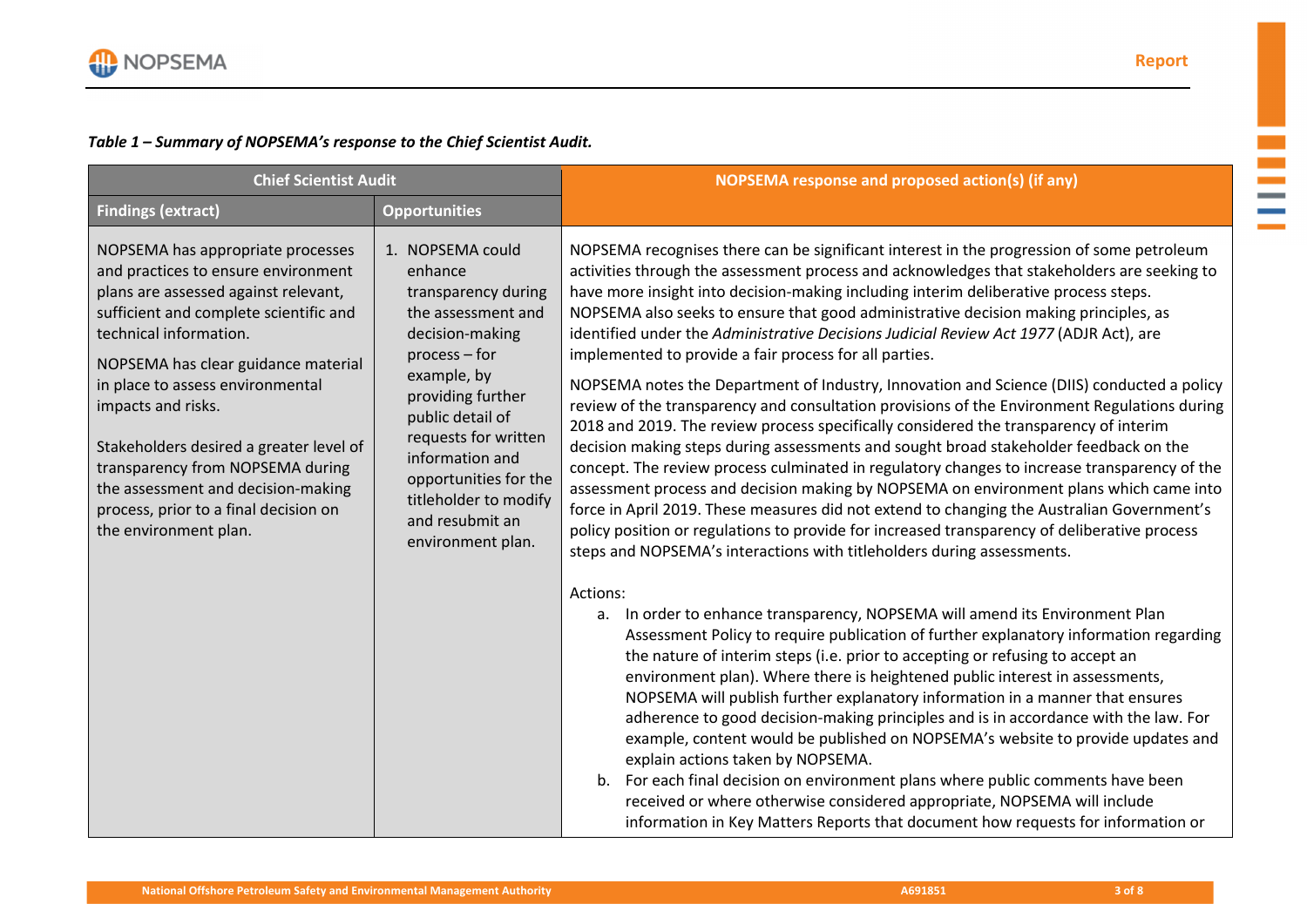*Table 1 – Summary of NOPSEMA's response to the Chief Scientist Audit.*

| Chief Scientist Audit | | NOPSEMA response and proposed action(s) (if any) |
|---|---|---|
| **Findings (extract)** | **Opportunities** | |
| NOPSEMA has appropriate processes and practices to ensure environment plans are assessed against relevant, sufficient and complete scientific and technical information.<br><br>NOPSEMA has clear guidance material in place to assess environmental impacts and risks.<br><br>Stakeholders desired a greater level of transparency from NOPSEMA during the assessment and decision-making process, prior to a final decision on the environment plan. | 1. NOPSEMA could enhance transparency during the assessment and decision-making process – for example, by providing further public detail of requests for written information and opportunities for the titleholder to modify and resubmit an environment plan. | NOPSEMA recognises there can be significant interest in the progression of some petroleum activities through the assessment process and acknowledges that stakeholders are seeking to have more insight into decision-making including interim deliberative process steps. NOPSEMA also seeks to ensure that good administrative decision making principles, as identified under the *Administrative Decisions Judicial Review Act 1977* (ADJR Act), are implemented to provide a fair process for all parties.<br><br>NOPSEMA notes the Department of Industry, Innovation and Science (DIIS) conducted a policy review of the transparency and consultation provisions of the Environment Regulations during 2018 and 2019. The review process specifically considered the transparency of interim decision making steps during assessments and sought broad stakeholder feedback on the concept. The review process culminated in regulatory changes to increase transparency of the assessment process and decision making by NOPSEMA on environment plans which came into force in April 2019. These measures did not extend to changing the Australian Government's policy position or regulations to provide for increased transparency of deliberative process steps and NOPSEMA's interactions with titleholders during assessments.<br><br>Actions:<br>a. In order to enhance transparency, NOPSEMA will amend its Environment Plan Assessment Policy to require publication of further explanatory information regarding the nature of interim steps (i.e. prior to accepting or refusing to accept an environment plan). Where there is heightened public interest in assessments, NOPSEMA will publish further explanatory information in a manner that ensures adherence to good decision-making principles and is in accordance with the law. For example, content would be published on NOPSEMA's website to provide updates and explain actions taken by NOPSEMA.<br>b. For each final decision on environment plans where public comments have been received or where otherwise considered appropriate, NOPSEMA will include information in Key Matters Reports that document how requests for information or |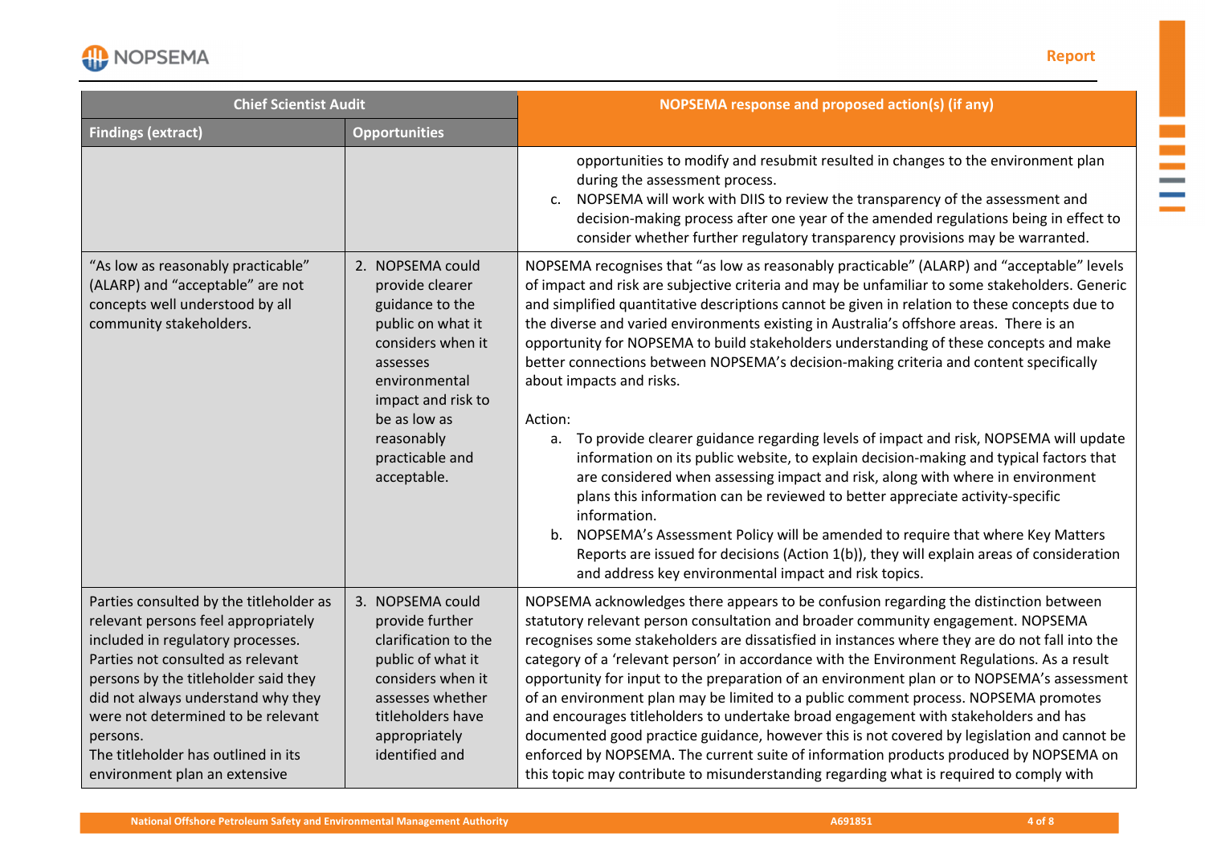| Chief Scientist Audit | | NOPSEMA response and proposed action(s) (if any) |
|---|---|---|
| **Findings (extract)** | **Opportunities** | |
| | | opportunities to modify and resubmit resulted in changes to the environment plan during the assessment process.<br>c. NOPSEMA will work with DIIS to review the transparency of the assessment and decision-making process after one year of the amended regulations being in effect to consider whether further regulatory transparency provisions may be warranted. |
| "As low as reasonably practicable" (ALARP) and "acceptable" are not concepts well understood by all community stakeholders. | 2. NOPSEMA could provide clearer guidance to the public on what it considers when it assesses environmental impact and risk to be as low as reasonably practicable and acceptable. | NOPSEMA recognises that "as low as reasonably practicable" (ALARP) and "acceptable" levels of impact and risk are subjective criteria and may be unfamiliar to some stakeholders. Generic and simplified quantitative descriptions cannot be given in relation to these concepts due to the diverse and varied environments existing in Australia's offshore areas. There is an opportunity for NOPSEMA to build stakeholders understanding of these concepts and make better connections between NOPSEMA's decision-making criteria and content specifically about impacts and risks.<br><br>Action:<br>a. To provide clearer guidance regarding levels of impact and risk, NOPSEMA will update information on its public website, to explain decision-making and typical factors that are considered when assessing impact and risk, along with where in environment plans this information can be reviewed to better appreciate activity-specific information.<br>b. NOPSEMA's Assessment Policy will be amended to require that where Key Matters Reports are issued for decisions (Action 1(b)), they will explain areas of consideration and address key environmental impact and risk topics. |
| Parties consulted by the titleholder as relevant persons feel appropriately included in regulatory processes. Parties not consulted as relevant persons by the titleholder said they did not always understand why they were not determined to be relevant persons.<br>The titleholder has outlined in its environment plan an extensive | 3. NOPSEMA could provide further clarification to the public of what it considers when it assesses whether titleholders have appropriately identified and | NOPSEMA acknowledges there appears to be confusion regarding the distinction between statutory relevant person consultation and broader community engagement. NOPSEMA recognises some stakeholders are dissatisfied in instances where they are do not fall into the category of a 'relevant person' in accordance with the Environment Regulations. As a result opportunity for input to the preparation of an environment plan or to NOPSEMA's assessment of an environment plan may be limited to a public comment process. NOPSEMA promotes and encourages titleholders to undertake broad engagement with stakeholders and has documented good practice guidance, however this is not covered by legislation and cannot be enforced by NOPSEMA. The current suite of information products produced by NOPSEMA on this topic may contribute to misunderstanding regarding what is required to comply with |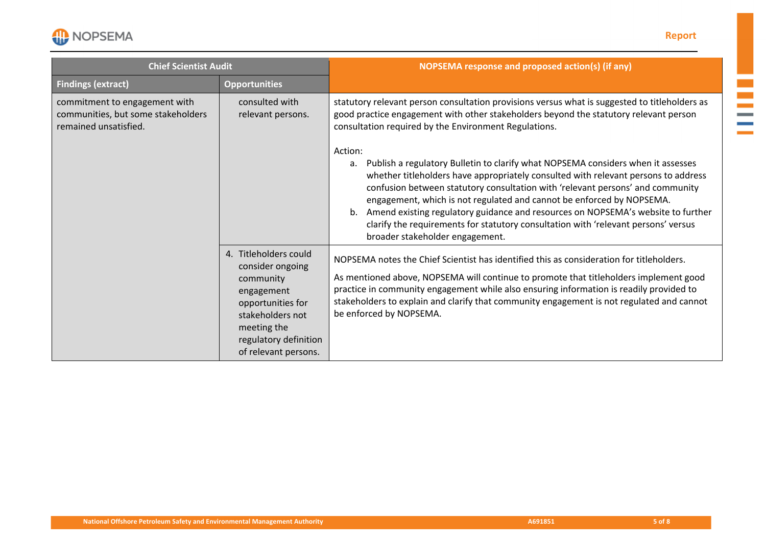| Chief Scientist Audit | | NOPSEMA response and proposed action(s) (if any) |
|---|---|---|
| **Findings (extract)** | **Opportunities** | |
| commitment to engagement with communities, but some stakeholders remained unsatisfied. | consulted with relevant persons. | statutory relevant person consultation provisions versus what is suggested to titleholders as good practice engagement with other stakeholders beyond the statutory relevant person consultation required by the Environment Regulations.<br><br>Action:<br>a. Publish a regulatory Bulletin to clarify what NOPSEMA considers when it assesses whether titleholders have appropriately consulted with relevant persons to address confusion between statutory consultation with 'relevant persons' and community engagement, which is not regulated and cannot be enforced by NOPSEMA.<br>b. Amend existing regulatory guidance and resources on NOPSEMA's website to further clarify the requirements for statutory consultation with 'relevant persons' versus broader stakeholder engagement. |
| | 4. Titleholders could consider ongoing community engagement opportunities for stakeholders not meeting the regulatory definition of relevant persons. | NOPSEMA notes the Chief Scientist has identified this as consideration for titleholders.<br><br>As mentioned above, NOPSEMA will continue to promote that titleholders implement good practice in community engagement while also ensuring information is readily provided to stakeholders to explain and clarify that community engagement is not regulated and cannot be enforced by NOPSEMA. |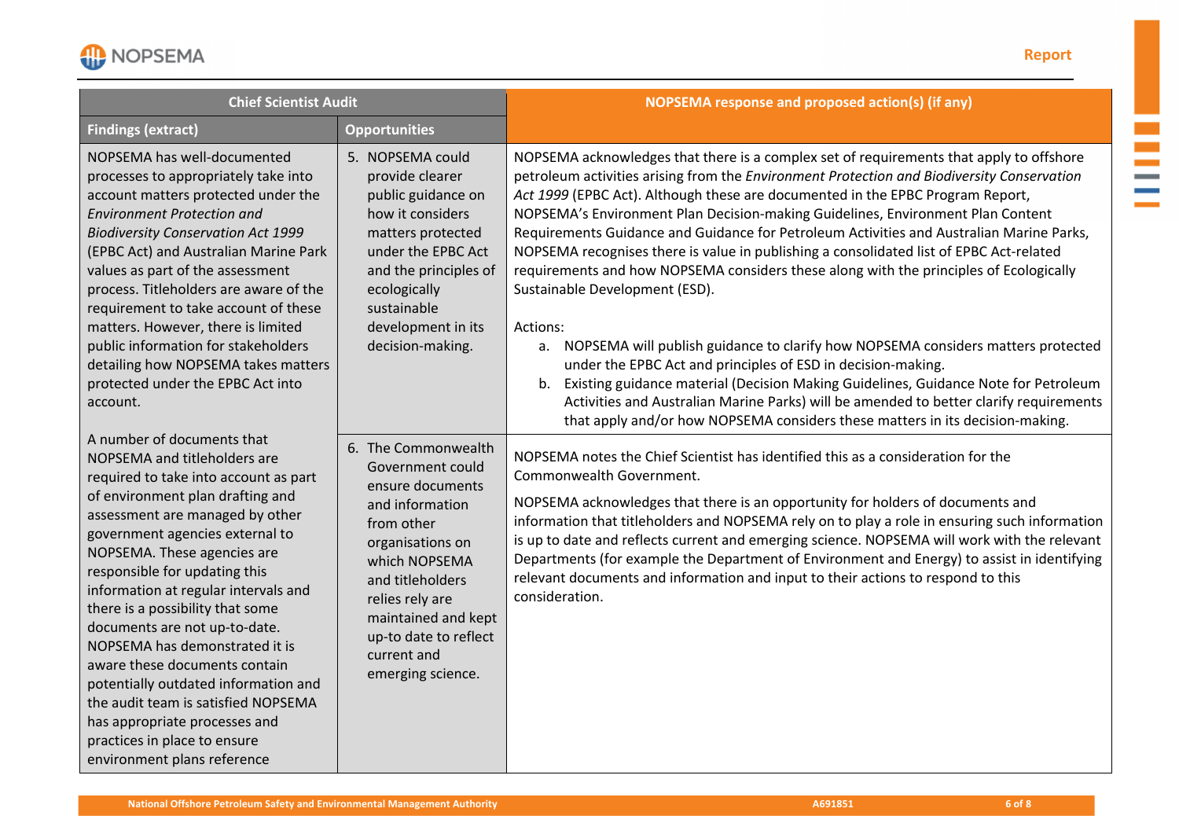| Chief Scientist Audit | | NOPSEMA response and proposed action(s) (if any) |
|---|---|---|
| **Findings (extract)** | **Opportunities** | |
| NOPSEMA has well-documented processes to appropriately take into account matters protected under the *Environment Protection and Biodiversity Conservation Act 1999* (EPBC Act) and Australian Marine Park values as part of the assessment process. Titleholders are aware of the requirement to take account of these matters. However, there is limited public information for stakeholders detailing how NOPSEMA takes matters protected under the EPBC Act into account. | 5. NOPSEMA could provide clearer public guidance on how it considers matters protected under the EPBC Act and the principles of ecologically sustainable development in its decision-making. | NOPSEMA acknowledges that there is a complex set of requirements that apply to offshore petroleum activities arising from the *Environment Protection and Biodiversity Conservation Act 1999* (EPBC Act). Although these are documented in the EPBC Program Report, NOPSEMA's Environment Plan Decision-making Guidelines, Environment Plan Content Requirements Guidance and Guidance for Petroleum Activities and Australian Marine Parks, NOPSEMA recognises there is value in publishing a consolidated list of EPBC Act-related requirements and how NOPSEMA considers these along with the principles of Ecologically Sustainable Development (ESD).<br><br>Actions:<br>a. NOPSEMA will publish guidance to clarify how NOPSEMA considers matters protected under the EPBC Act and principles of ESD in decision-making.<br>b. Existing guidance material (Decision Making Guidelines, Guidance Note for Petroleum Activities and Australian Marine Parks) will be amended to better clarify requirements that apply and/or how NOPSEMA considers these matters in its decision-making. |
| A number of documents that NOPSEMA and titleholders are required to take into account as part of environment plan drafting and assessment are managed by other government agencies external to NOPSEMA. These agencies are responsible for updating this information at regular intervals and there is a possibility that some documents are not up-to-date. NOPSEMA has demonstrated it is aware these documents contain potentially outdated information and the audit team is satisfied NOPSEMA has appropriate processes and practices in place to ensure environment plans reference | 6. The Commonwealth Government could ensure documents and information from other organisations on which NOPSEMA and titleholders relies rely are maintained and kept up-to date to reflect current and emerging science. | NOPSEMA notes the Chief Scientist has identified this as a consideration for the Commonwealth Government.<br><br>NOPSEMA acknowledges that there is an opportunity for holders of documents and information that titleholders and NOPSEMA rely on to play a role in ensuring such information is up to date and reflects current and emerging science. NOPSEMA will work with the relevant Departments (for example the Department of Environment and Energy) to assist in identifying relevant documents and information and input to their actions to respond to this consideration. |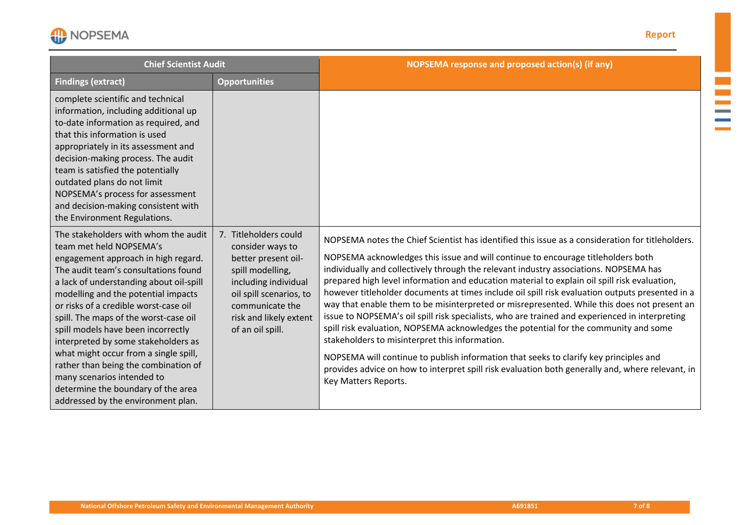| Chief Scientist Audit | | NOPSEMA response and proposed action(s) (if any) |
|---|---|---|
| **Findings (extract)** | **Opportunities** | |
| complete scientific and technical information, including additional up to-date information as required, and that this information is used appropriately in its assessment and decision-making process. The audit team is satisfied the potentially outdated plans do not limit NOPSEMA's process for assessment and decision-making consistent with the Environment Regulations. | | |
| The stakeholders with whom the audit team met held NOPSEMA's engagement approach in high regard. The audit team's consultations found a lack of understanding about oil-spill modelling and the potential impacts or risks of a credible worst-case oil spill. The maps of the worst-case oil spill models have been incorrectly interpreted by some stakeholders as what might occur from a single spill, rather than being the combination of many scenarios intended to determine the boundary of the area addressed by the environment plan. | 7. Titleholders could consider ways to better present oil-spill modelling, including individual oil spill scenarios, to communicate the risk and likely extent of an oil spill. | NOPSEMA notes the Chief Scientist has identified this issue as a consideration for titleholders.<br><br>NOPSEMA acknowledges this issue and will continue to encourage titleholders both individually and collectively through the relevant industry associations. NOPSEMA has prepared high level information and education material to explain oil spill risk evaluation, however titleholder documents at times include oil spill risk evaluation outputs presented in a way that enable them to be misinterpreted or misrepresented. While this does not present an issue to NOPSEMA's oil spill risk specialists, who are trained and experienced in interpreting spill risk evaluation, NOPSEMA acknowledges the potential for the community and some stakeholders to misinterpret this information.<br><br>NOPSEMA will continue to publish information that seeks to clarify key principles and provides advice on how to interpret spill risk evaluation both generally and, where relevant, in Key Matters Reports. |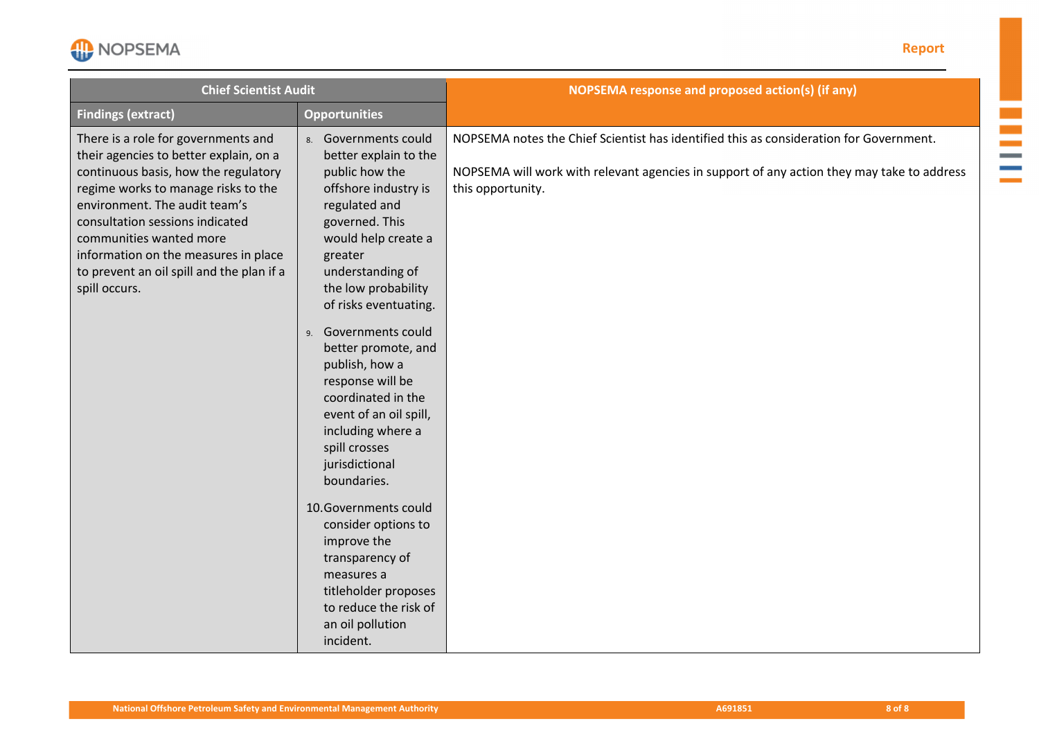| Chief Scientist Audit | | NOPSEMA response and proposed action(s) (if any) |
| --- | --- | --- |
| **Findings (extract)** | **Opportunities** | |
| There is a role for governments and their agencies to better explain, on a continuous basis, how the regulatory regime works to manage risks to the environment. The audit team's consultation sessions indicated communities wanted more information on the measures in place to prevent an oil spill and the plan if a spill occurs. | 8. Governments could better explain to the public how the offshore industry is regulated and governed. This would help create a greater understanding of the low probability of risks eventuating.<br><br>9. Governments could better promote, and publish, how a response will be coordinated in the event of an oil spill, including where a spill crosses jurisdictional boundaries.<br><br>10. Governments could consider options to improve the transparency of measures a titleholder proposes to reduce the risk of an oil pollution incident. | NOPSEMA notes the Chief Scientist has identified this as consideration for Government.<br><br>NOPSEMA will work with relevant agencies in support of any action they may take to address this opportunity. |